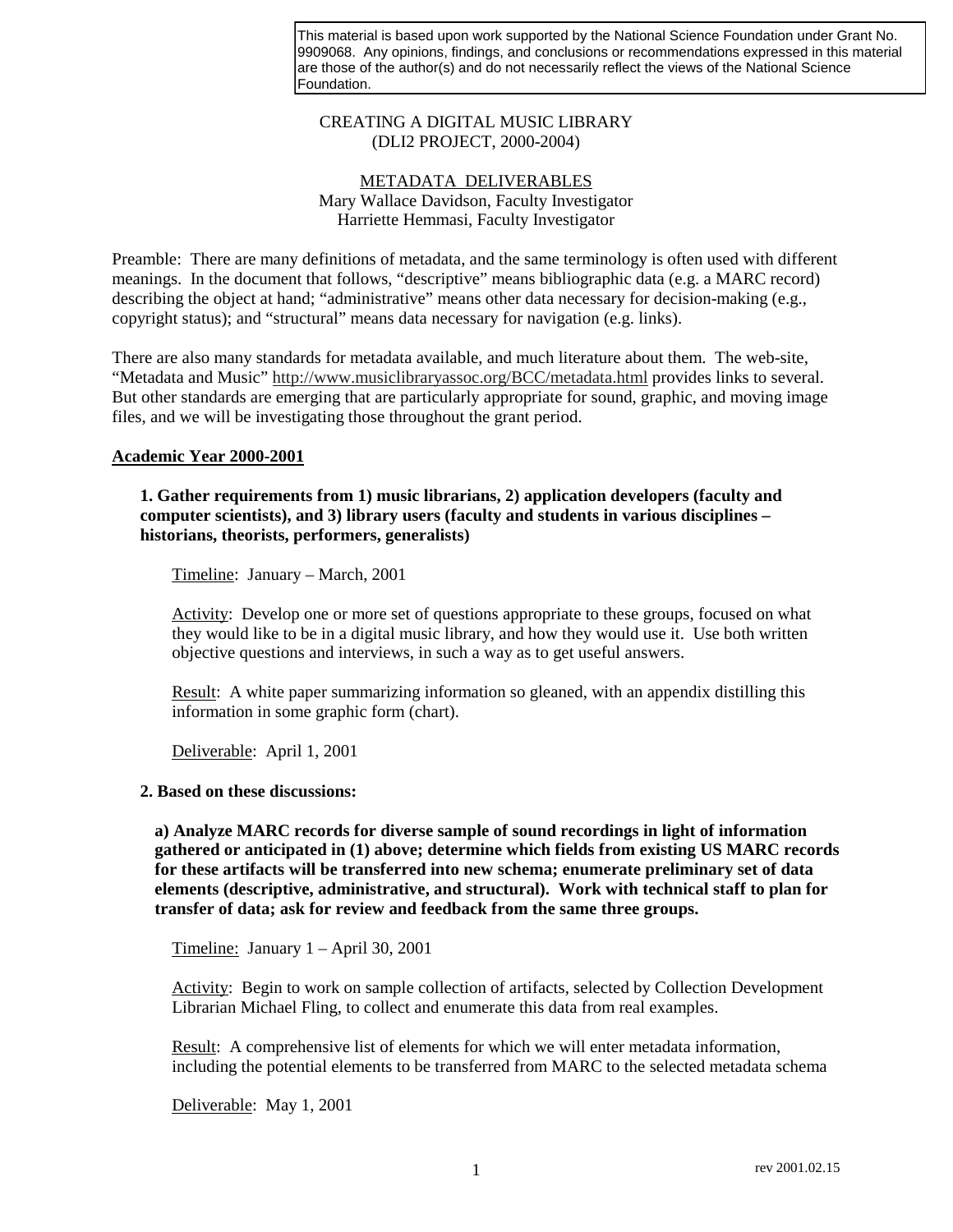This material is based upon work supported by the National Science Foundation under Grant No. 9909068. Any opinions, findings, and conclusions or recommendations expressed in this material are those of the author(s) and do not necessarily reflect the views of the National Science Foundation.

# CREATING A DIGITAL MUSIC LIBRARY
## (DLI2 PROJECT, 2000-2004)

## METADATA DELIVERABLES

Mary Wallace Davidson, Faculty Investigator
Harriette Hemmasi, Faculty Investigator

Preamble: There are many definitions of metadata, and the same terminology is often used with different meanings. In the document that follows, "descriptive" means bibliographic data (e.g. a MARC record) describing the object at hand; "administrative" means other data necessary for decision-making (e.g., copyright status); and "structural" means data necessary for navigation (e.g. links).

There are also many standards for metadata available, and much literature about them. The web-site, "Metadata and Music" http://www.musiclibraryassoc.org/BCC/metadata.html provides links to several. But other standards are emerging that are particularly appropriate for sound, graphic, and moving image files, and we will be investigating those throughout the grant period.

## Academic Year 2000-2001

**1. Gather requirements from 1) music librarians, 2) application developers (faculty and computer scientists), and 3) library users (faculty and students in various disciplines – historians, theorists, performers, generalists)**

Timeline: January – March, 2001

Activity: Develop one or more set of questions appropriate to these groups, focused on what they would like to be in a digital music library, and how they would use it. Use both written objective questions and interviews, in such a way as to get useful answers.

Result: A white paper summarizing information so gleaned, with an appendix distilling this information in some graphic form (chart).

Deliverable: April 1, 2001

**2. Based on these discussions:**

**a) Analyze MARC records for diverse sample of sound recordings in light of information gathered or anticipated in (1) above; determine which fields from existing US MARC records for these artifacts will be transferred into new schema; enumerate preliminary set of data elements (descriptive, administrative, and structural). Work with technical staff to plan for transfer of data; ask for review and feedback from the same three groups.**

Timeline: January 1 – April 30, 2001

Activity: Begin to work on sample collection of artifacts, selected by Collection Development Librarian Michael Fling, to collect and enumerate this data from real examples.

Result: A comprehensive list of elements for which we will enter metadata information, including the potential elements to be transferred from MARC to the selected metadata schema

Deliverable: May 1, 2001

rev 2001.02.15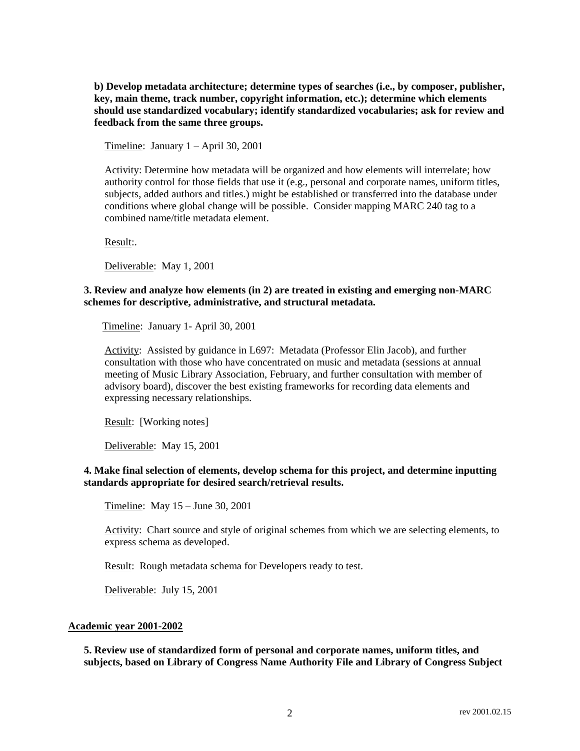**b) Develop metadata architecture; determine types of searches (i.e., by composer, publisher, key, main theme, track number, copyright information, etc.); determine which elements should use standardized vocabulary; identify standardized vocabularies; ask for review and feedback from the same three groups.**

Timeline: January 1 – April 30, 2001

Activity: Determine how metadata will be organized and how elements will interrelate; how authority control for those fields that use it (e.g., personal and corporate names, uniform titles, subjects, added authors and titles.) might be established or transferred into the database under conditions where global change will be possible. Consider mapping MARC 240 tag to a combined name/title metadata element.

Result:.

Deliverable: May 1, 2001

**3. Review and analyze how elements (in 2) are treated in existing and emerging non-MARC schemes for descriptive, administrative, and structural metadata.**

Timeline: January 1- April 30, 2001

Activity: Assisted by guidance in L697: Metadata (Professor Elin Jacob), and further consultation with those who have concentrated on music and metadata (sessions at annual meeting of Music Library Association, February, and further consultation with member of advisory board), discover the best existing frameworks for recording data elements and expressing necessary relationships.

Result: [Working notes]

Deliverable: May 15, 2001

**4. Make final selection of elements, develop schema for this project, and determine inputting standards appropriate for desired search/retrieval results.**

Timeline: May 15 – June 30, 2001

Activity: Chart source and style of original schemes from which we are selecting elements, to express schema as developed.

Result: Rough metadata schema for Developers ready to test.

Deliverable: July 15, 2001

**Academic year 2001-2002**

**5. Review use of standardized form of personal and corporate names, uniform titles, and subjects, based on Library of Congress Name Authority File and Library of Congress Subject**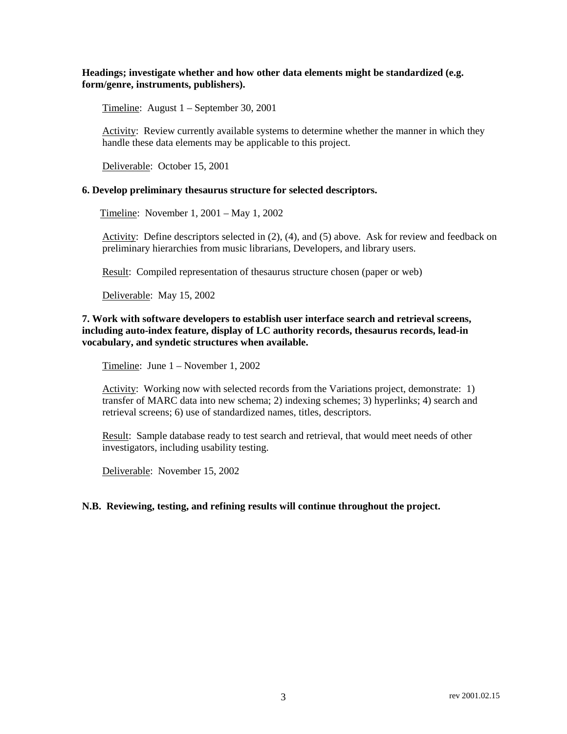**Headings; investigate whether and how other data elements might be standardized (e.g. form/genre, instruments, publishers).**

Timeline: August 1 – September 30, 2001

Activity: Review currently available systems to determine whether the manner in which they handle these data elements may be applicable to this project.

Deliverable: October 15, 2001

**6. Develop preliminary thesaurus structure for selected descriptors.**

Timeline: November 1, 2001 – May 1, 2002

Activity: Define descriptors selected in (2), (4), and (5) above. Ask for review and feedback on preliminary hierarchies from music librarians, Developers, and library users.

Result: Compiled representation of thesaurus structure chosen (paper or web)

Deliverable: May 15, 2002

**7. Work with software developers to establish user interface search and retrieval screens, including auto-index feature, display of LC authority records, thesaurus records, lead-in vocabulary, and syndetic structures when available.**

Timeline: June 1 – November 1, 2002

Activity: Working now with selected records from the Variations project, demonstrate: 1) transfer of MARC data into new schema; 2) indexing schemes; 3) hyperlinks; 4) search and retrieval screens; 6) use of standardized names, titles, descriptors.

Result: Sample database ready to test search and retrieval, that would meet needs of other investigators, including usability testing.

Deliverable: November 15, 2002

**N.B. Reviewing, testing, and refining results will continue throughout the project.**